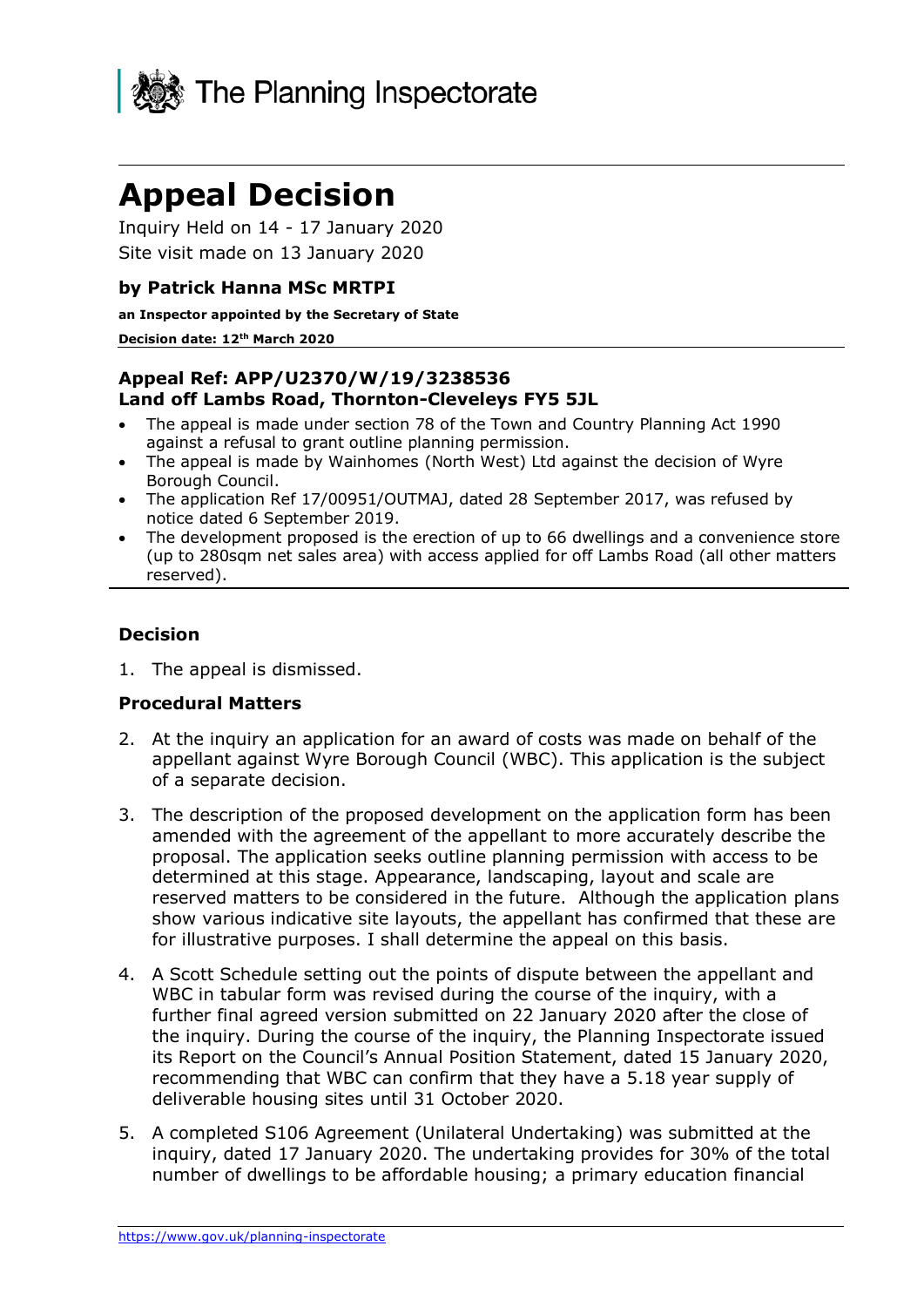The Planning Inspectorate

# Appeal Decision

Inquiry Held on 14 - 17 January 2020

Site visit made on 13 January 2020

**by Patrick Hanna MSc MRTPI**

**an Inspector appointed by the Secretary of State**

**Decision date: 12th March 2020**

**Appeal Ref: APP/U2370/W/19/3238536**
**Land off Lambs Road, Thornton-Cleveleys FY5 5JL**

- The appeal is made under section 78 of the Town and Country Planning Act 1990 against a refusal to grant outline planning permission.
- The appeal is made by Wainhomes (North West) Ltd against the decision of Wyre Borough Council.
- The application Ref 17/00951/OUTMAJ, dated 28 September 2017, was refused by notice dated 6 September 2019.
- The development proposed is the erection of up to 66 dwellings and a convenience store (up to 280sqm net sales area) with access applied for off Lambs Road (all other matters reserved).

### Decision

1. The appeal is dismissed.

### Procedural Matters

2. At the inquiry an application for an award of costs was made on behalf of the appellant against Wyre Borough Council (WBC). This application is the subject of a separate decision.

3. The description of the proposed development on the application form has been amended with the agreement of the appellant to more accurately describe the proposal. The application seeks outline planning permission with access to be determined at this stage. Appearance, landscaping, layout and scale are reserved matters to be considered in the future. Although the application plans show various indicative site layouts, the appellant has confirmed that these are for illustrative purposes. I shall determine the appeal on this basis.

4. A Scott Schedule setting out the points of dispute between the appellant and WBC in tabular form was revised during the course of the inquiry, with a further final agreed version submitted on 22 January 2020 after the close of the inquiry. During the course of the inquiry, the Planning Inspectorate issued its Report on the Council's Annual Position Statement, dated 15 January 2020, recommending that WBC can confirm that they have a 5.18 year supply of deliverable housing sites until 31 October 2020.

5. A completed S106 Agreement (Unilateral Undertaking) was submitted at the inquiry, dated 17 January 2020. The undertaking provides for 30% of the total number of dwellings to be affordable housing; a primary education financial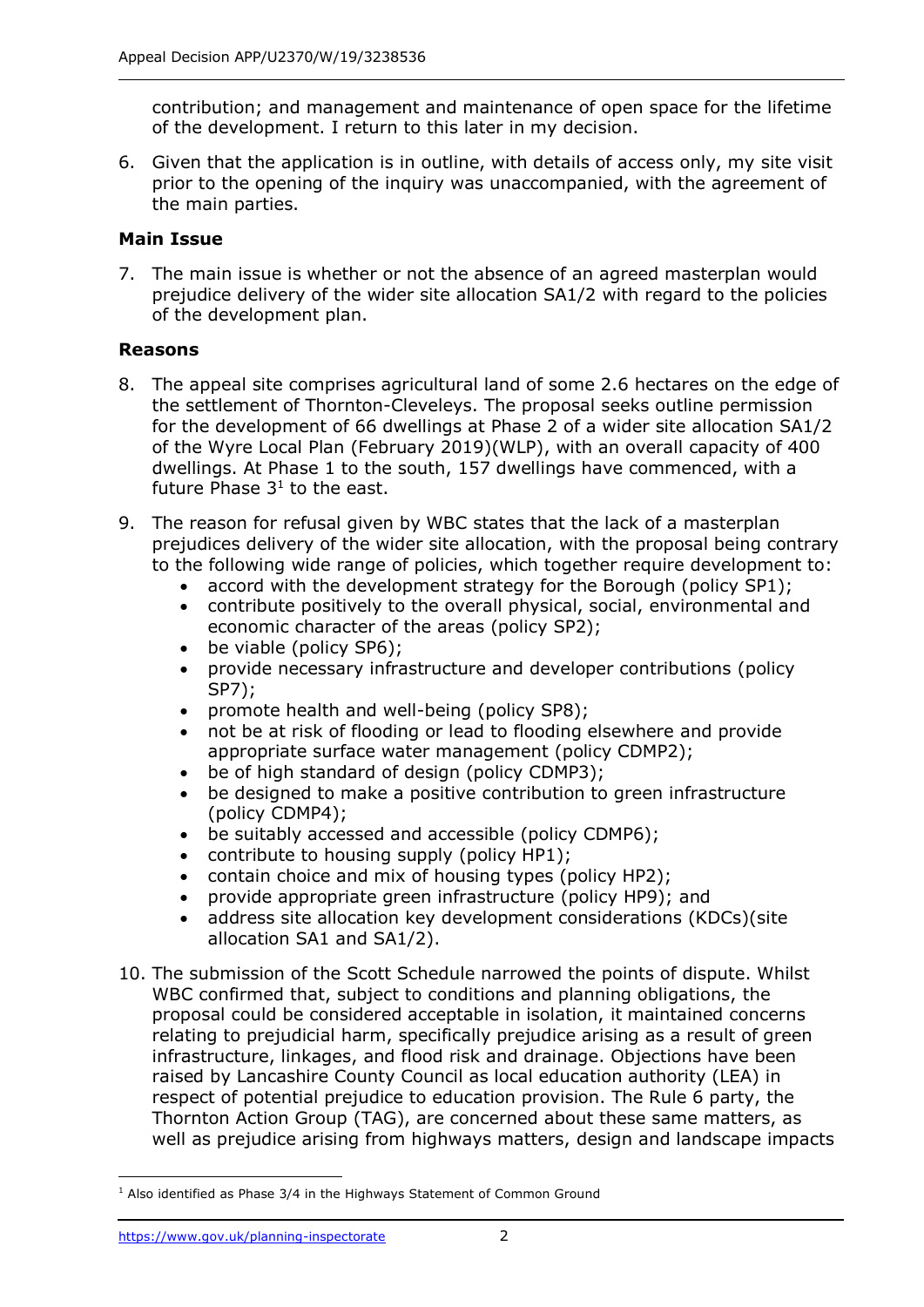contribution; and management and maintenance of open space for the lifetime of the development. I return to this later in my decision.

6. Given that the application is in outline, with details of access only, my site visit prior to the opening of the inquiry was unaccompanied, with the agreement of the main parties.

### Main Issue

7. The main issue is whether or not the absence of an agreed masterplan would prejudice delivery of the wider site allocation SA1/2 with regard to the policies of the development plan.

### Reasons

8. The appeal site comprises agricultural land of some 2.6 hectares on the edge of the settlement of Thornton-Cleveleys. The proposal seeks outline permission for the development of 66 dwellings at Phase 2 of a wider site allocation SA1/2 of the Wyre Local Plan (February 2019)(WLP), with an overall capacity of 400 dwellings. At Phase 1 to the south, 157 dwellings have commenced, with a future Phase 3[1] to the east.

9. The reason for refusal given by WBC states that the lack of a masterplan prejudices delivery of the wider site allocation, with the proposal being contrary to the following wide range of policies, which together require development to:
   - accord with the development strategy for the Borough (policy SP1);
   - contribute positively to the overall physical, social, environmental and economic character of the areas (policy SP2);
   - be viable (policy SP6);
   - provide necessary infrastructure and developer contributions (policy SP7);
   - promote health and well-being (policy SP8);
   - not be at risk of flooding or lead to flooding elsewhere and provide appropriate surface water management (policy CDMP2);
   - be of high standard of design (policy CDMP3);
   - be designed to make a positive contribution to green infrastructure (policy CDMP4);
   - be suitably accessed and accessible (policy CDMP6);
   - contribute to housing supply (policy HP1);
   - contain choice and mix of housing types (policy HP2);
   - provide appropriate green infrastructure (policy HP9); and
   - address site allocation key development considerations (KDCs)(site allocation SA1 and SA1/2).

10. The submission of the Scott Schedule narrowed the points of dispute. Whilst WBC confirmed that, subject to conditions and planning obligations, the proposal could be considered acceptable in isolation, it maintained concerns relating to prejudicial harm, specifically prejudice arising as a result of green infrastructure, linkages, and flood risk and drainage. Objections have been raised by Lancashire County Council as local education authority (LEA) in respect of potential prejudice to education provision. The Rule 6 party, the Thornton Action Group (TAG), are concerned about these same matters, as well as prejudice arising from highways matters, design and landscape impacts

[1] Also identified as Phase 3/4 in the Highways Statement of Common Ground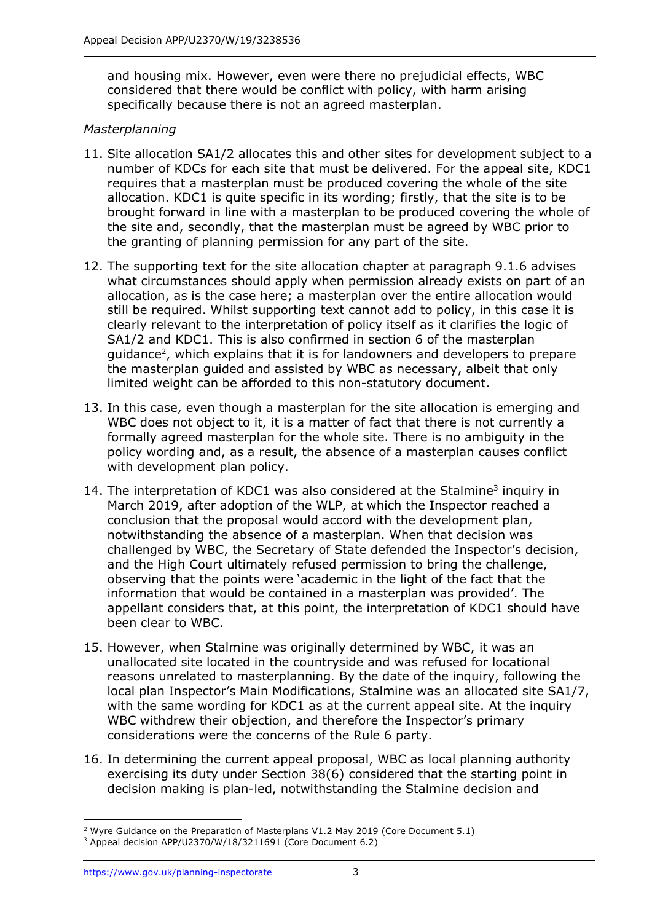and housing mix. However, even were there no prejudicial effects, WBC considered that there would be conflict with policy, with harm arising specifically because there is not an agreed masterplan.

*Masterplanning*

11. Site allocation SA1/2 allocates this and other sites for development subject to a number of KDCs for each site that must be delivered. For the appeal site, KDC1 requires that a masterplan must be produced covering the whole of the site allocation. KDC1 is quite specific in its wording; firstly, that the site is to be brought forward in line with a masterplan to be produced covering the whole of the site and, secondly, that the masterplan must be agreed by WBC prior to the granting of planning permission for any part of the site.

12. The supporting text for the site allocation chapter at paragraph 9.1.6 advises what circumstances should apply when permission already exists on part of an allocation, as is the case here; a masterplan over the entire allocation would still be required. Whilst supporting text cannot add to policy, in this case it is clearly relevant to the interpretation of policy itself as it clarifies the logic of SA1/2 and KDC1. This is also confirmed in section 6 of the masterplan guidance[2], which explains that it is for landowners and developers to prepare the masterplan guided and assisted by WBC as necessary, albeit that only limited weight can be afforded to this non-statutory document.

13. In this case, even though a masterplan for the site allocation is emerging and WBC does not object to it, it is a matter of fact that there is not currently a formally agreed masterplan for the whole site. There is no ambiguity in the policy wording and, as a result, the absence of a masterplan causes conflict with development plan policy.

14. The interpretation of KDC1 was also considered at the Stalmine[3] inquiry in March 2019, after adoption of the WLP, at which the Inspector reached a conclusion that the proposal would accord with the development plan, notwithstanding the absence of a masterplan. When that decision was challenged by WBC, the Secretary of State defended the Inspector's decision, and the High Court ultimately refused permission to bring the challenge, observing that the points were 'academic in the light of the fact that the information that would be contained in a masterplan was provided'. The appellant considers that, at this point, the interpretation of KDC1 should have been clear to WBC.

15. However, when Stalmine was originally determined by WBC, it was an unallocated site located in the countryside and was refused for locational reasons unrelated to masterplanning. By the date of the inquiry, following the local plan Inspector's Main Modifications, Stalmine was an allocated site SA1/7, with the same wording for KDC1 as at the current appeal site. At the inquiry WBC withdrew their objection, and therefore the Inspector's primary considerations were the concerns of the Rule 6 party.

16. In determining the current appeal proposal, WBC as local planning authority exercising its duty under Section 38(6) considered that the starting point in decision making is plan-led, notwithstanding the Stalmine decision and

---

[2] Wyre Guidance on the Preparation of Masterplans V1.2 May 2019 (Core Document 5.1)

[3] Appeal decision APP/U2370/W/18/3211691 (Core Document 6.2)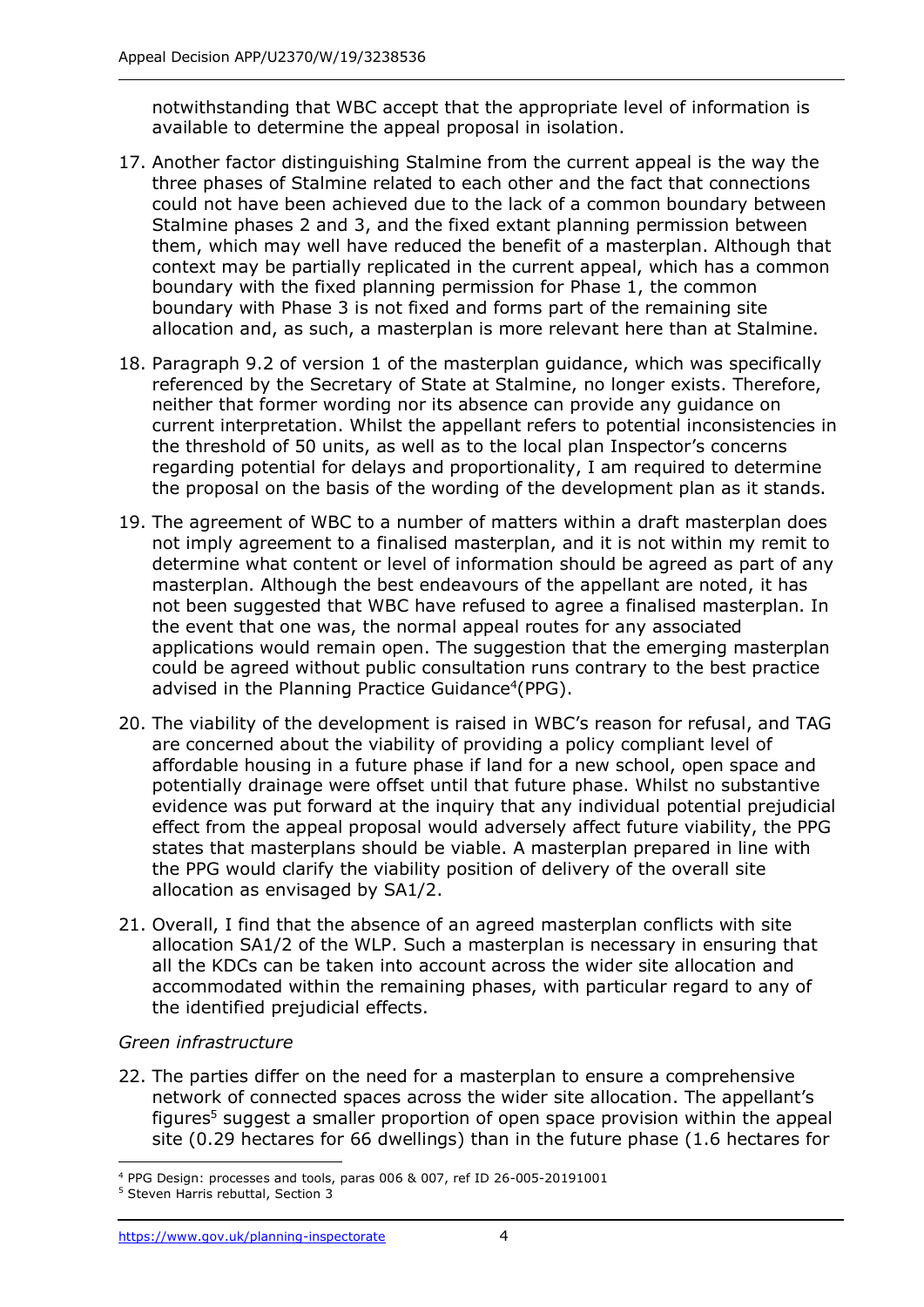notwithstanding that WBC accept that the appropriate level of information is available to determine the appeal proposal in isolation.

17. Another factor distinguishing Stalmine from the current appeal is the way the three phases of Stalmine related to each other and the fact that connections could not have been achieved due to the lack of a common boundary between Stalmine phases 2 and 3, and the fixed extant planning permission between them, which may well have reduced the benefit of a masterplan. Although that context may be partially replicated in the current appeal, which has a common boundary with the fixed planning permission for Phase 1, the common boundary with Phase 3 is not fixed and forms part of the remaining site allocation and, as such, a masterplan is more relevant here than at Stalmine.

18. Paragraph 9.2 of version 1 of the masterplan guidance, which was specifically referenced by the Secretary of State at Stalmine, no longer exists. Therefore, neither that former wording nor its absence can provide any guidance on current interpretation. Whilst the appellant refers to potential inconsistencies in the threshold of 50 units, as well as to the local plan Inspector's concerns regarding potential for delays and proportionality, I am required to determine the proposal on the basis of the wording of the development plan as it stands.

19. The agreement of WBC to a number of matters within a draft masterplan does not imply agreement to a finalised masterplan, and it is not within my remit to determine what content or level of information should be agreed as part of any masterplan. Although the best endeavours of the appellant are noted, it has not been suggested that WBC have refused to agree a finalised masterplan. In the event that one was, the normal appeal routes for any associated applications would remain open. The suggestion that the emerging masterplan could be agreed without public consultation runs contrary to the best practice advised in the Planning Practice Guidance[4](PPG).

20. The viability of the development is raised in WBC's reason for refusal, and TAG are concerned about the viability of providing a policy compliant level of affordable housing in a future phase if land for a new school, open space and potentially drainage were offset until that future phase. Whilst no substantive evidence was put forward at the inquiry that any individual potential prejudicial effect from the appeal proposal would adversely affect future viability, the PPG states that masterplans should be viable. A masterplan prepared in line with the PPG would clarify the viability position of delivery of the overall site allocation as envisaged by SA1/2.

21. Overall, I find that the absence of an agreed masterplan conflicts with site allocation SA1/2 of the WLP. Such a masterplan is necessary in ensuring that all the KDCs can be taken into account across the wider site allocation and accommodated within the remaining phases, with particular regard to any of the identified prejudicial effects.

*Green infrastructure*

22. The parties differ on the need for a masterplan to ensure a comprehensive network of connected spaces across the wider site allocation. The appellant's figures[5] suggest a smaller proportion of open space provision within the appeal site (0.29 hectares for 66 dwellings) than in the future phase (1.6 hectares for

---

[4] PPG Design: processes and tools, paras 006 & 007, ref ID 26-005-20191001

[5] Steven Harris rebuttal, Section 3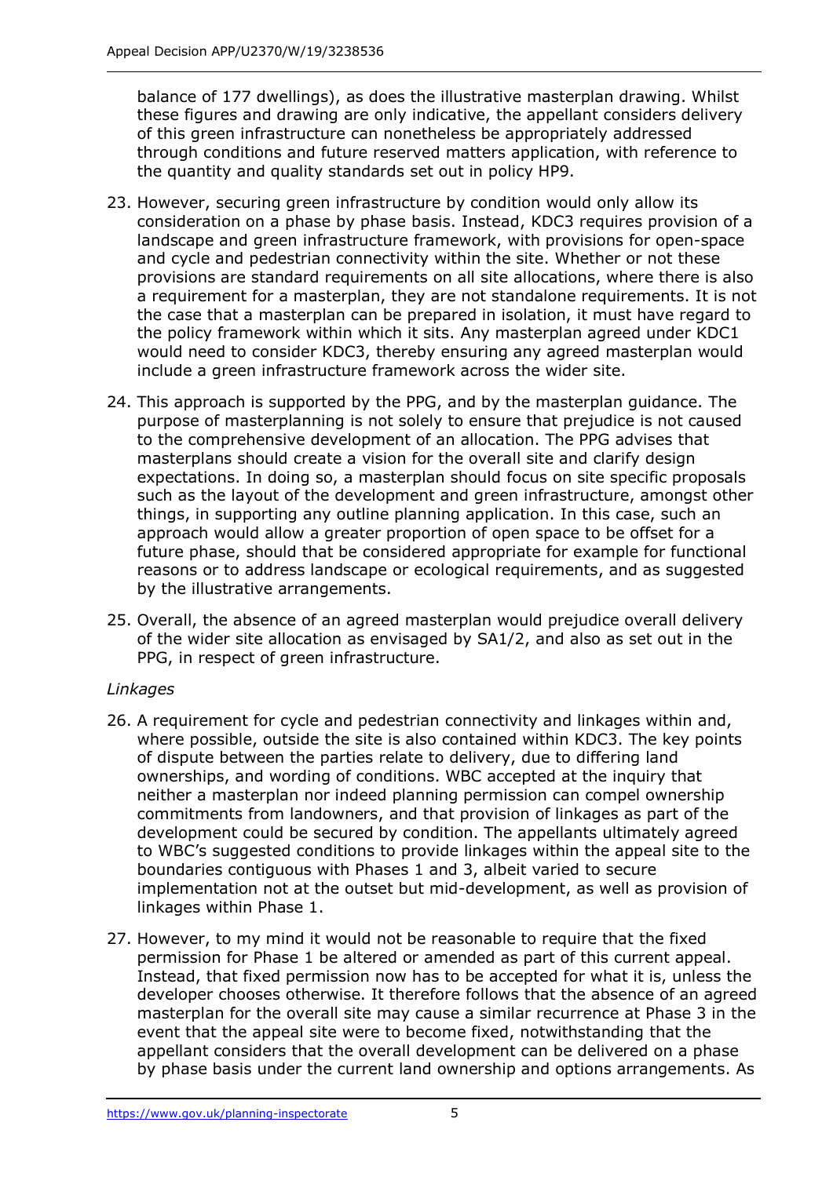balance of 177 dwellings), as does the illustrative masterplan drawing. Whilst these figures and drawing are only indicative, the appellant considers delivery of this green infrastructure can nonetheless be appropriately addressed through conditions and future reserved matters application, with reference to the quantity and quality standards set out in policy HP9.

23. However, securing green infrastructure by condition would only allow its consideration on a phase by phase basis. Instead, KDC3 requires provision of a landscape and green infrastructure framework, with provisions for open-space and cycle and pedestrian connectivity within the site. Whether or not these provisions are standard requirements on all site allocations, where there is also a requirement for a masterplan, they are not standalone requirements. It is not the case that a masterplan can be prepared in isolation, it must have regard to the policy framework within which it sits. Any masterplan agreed under KDC1 would need to consider KDC3, thereby ensuring any agreed masterplan would include a green infrastructure framework across the wider site.

24. This approach is supported by the PPG, and by the masterplan guidance. The purpose of masterplanning is not solely to ensure that prejudice is not caused to the comprehensive development of an allocation. The PPG advises that masterplans should create a vision for the overall site and clarify design expectations. In doing so, a masterplan should focus on site specific proposals such as the layout of the development and green infrastructure, amongst other things, in supporting any outline planning application. In this case, such an approach would allow a greater proportion of open space to be offset for a future phase, should that be considered appropriate for example for functional reasons or to address landscape or ecological requirements, and as suggested by the illustrative arrangements.

25. Overall, the absence of an agreed masterplan would prejudice overall delivery of the wider site allocation as envisaged by SA1/2, and also as set out in the PPG, in respect of green infrastructure.

*Linkages*

26. A requirement for cycle and pedestrian connectivity and linkages within and, where possible, outside the site is also contained within KDC3. The key points of dispute between the parties relate to delivery, due to differing land ownerships, and wording of conditions. WBC accepted at the inquiry that neither a masterplan nor indeed planning permission can compel ownership commitments from landowners, and that provision of linkages as part of the development could be secured by condition. The appellants ultimately agreed to WBC's suggested conditions to provide linkages within the appeal site to the boundaries contiguous with Phases 1 and 3, albeit varied to secure implementation not at the outset but mid-development, as well as provision of linkages within Phase 1.

27. However, to my mind it would not be reasonable to require that the fixed permission for Phase 1 be altered or amended as part of this current appeal. Instead, that fixed permission now has to be accepted for what it is, unless the developer chooses otherwise. It therefore follows that the absence of an agreed masterplan for the overall site may cause a similar recurrence at Phase 3 in the event that the appeal site were to become fixed, notwithstanding that the appellant considers that the overall development can be delivered on a phase by phase basis under the current land ownership and options arrangements. As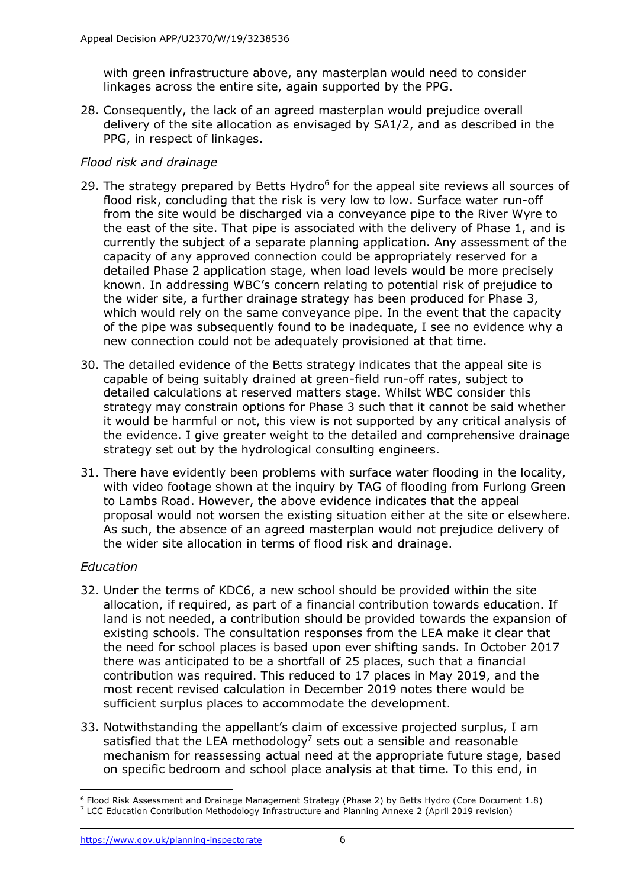with green infrastructure above, any masterplan would need to consider linkages across the entire site, again supported by the PPG.

28. Consequently, the lack of an agreed masterplan would prejudice overall delivery of the site allocation as envisaged by SA1/2, and as described in the PPG, in respect of linkages.

*Flood risk and drainage*

29. The strategy prepared by Betts Hydro[6] for the appeal site reviews all sources of flood risk, concluding that the risk is very low to low. Surface water run-off from the site would be discharged via a conveyance pipe to the River Wyre to the east of the site. That pipe is associated with the delivery of Phase 1, and is currently the subject of a separate planning application. Any assessment of the capacity of any approved connection could be appropriately reserved for a detailed Phase 2 application stage, when load levels would be more precisely known. In addressing WBC's concern relating to potential risk of prejudice to the wider site, a further drainage strategy has been produced for Phase 3, which would rely on the same conveyance pipe. In the event that the capacity of the pipe was subsequently found to be inadequate, I see no evidence why a new connection could not be adequately provisioned at that time.

30. The detailed evidence of the Betts strategy indicates that the appeal site is capable of being suitably drained at green-field run-off rates, subject to detailed calculations at reserved matters stage. Whilst WBC consider this strategy may constrain options for Phase 3 such that it cannot be said whether it would be harmful or not, this view is not supported by any critical analysis of the evidence. I give greater weight to the detailed and comprehensive drainage strategy set out by the hydrological consulting engineers.

31. There have evidently been problems with surface water flooding in the locality, with video footage shown at the inquiry by TAG of flooding from Furlong Green to Lambs Road. However, the above evidence indicates that the appeal proposal would not worsen the existing situation either at the site or elsewhere. As such, the absence of an agreed masterplan would not prejudice delivery of the wider site allocation in terms of flood risk and drainage.

*Education*

32. Under the terms of KDC6, a new school should be provided within the site allocation, if required, as part of a financial contribution towards education. If land is not needed, a contribution should be provided towards the expansion of existing schools. The consultation responses from the LEA make it clear that the need for school places is based upon ever shifting sands. In October 2017 there was anticipated to be a shortfall of 25 places, such that a financial contribution was required. This reduced to 17 places in May 2019, and the most recent revised calculation in December 2019 notes there would be sufficient surplus places to accommodate the development.

33. Notwithstanding the appellant's claim of excessive projected surplus, I am satisfied that the LEA methodology[7] sets out a sensible and reasonable mechanism for reassessing actual need at the appropriate future stage, based on specific bedroom and school place analysis at that time. To this end, in

---

[6] Flood Risk Assessment and Drainage Management Strategy (Phase 2) by Betts Hydro (Core Document 1.8)

[7] LCC Education Contribution Methodology Infrastructure and Planning Annexe 2 (April 2019 revision)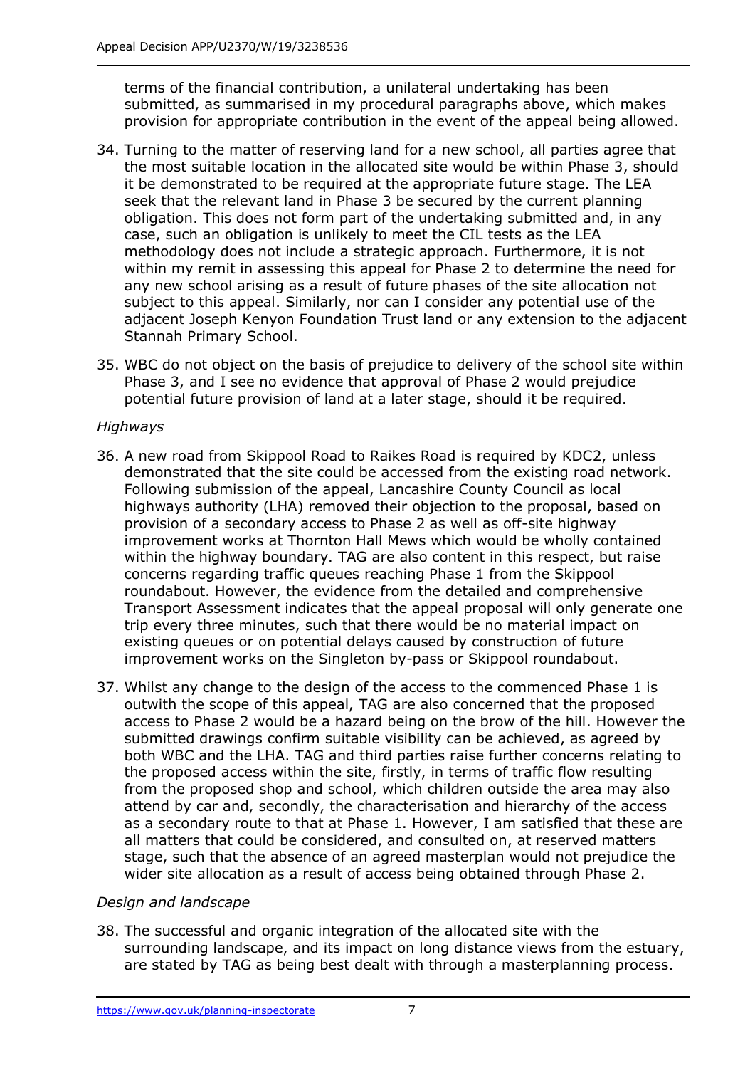terms of the financial contribution, a unilateral undertaking has been submitted, as summarised in my procedural paragraphs above, which makes provision for appropriate contribution in the event of the appeal being allowed.

34. Turning to the matter of reserving land for a new school, all parties agree that the most suitable location in the allocated site would be within Phase 3, should it be demonstrated to be required at the appropriate future stage. The LEA seek that the relevant land in Phase 3 be secured by the current planning obligation. This does not form part of the undertaking submitted and, in any case, such an obligation is unlikely to meet the CIL tests as the LEA methodology does not include a strategic approach. Furthermore, it is not within my remit in assessing this appeal for Phase 2 to determine the need for any new school arising as a result of future phases of the site allocation not subject to this appeal. Similarly, nor can I consider any potential use of the adjacent Joseph Kenyon Foundation Trust land or any extension to the adjacent Stannah Primary School.

35. WBC do not object on the basis of prejudice to delivery of the school site within Phase 3, and I see no evidence that approval of Phase 2 would prejudice potential future provision of land at a later stage, should it be required.

*Highways*

36. A new road from Skippool Road to Raikes Road is required by KDC2, unless demonstrated that the site could be accessed from the existing road network. Following submission of the appeal, Lancashire County Council as local highways authority (LHA) removed their objection to the proposal, based on provision of a secondary access to Phase 2 as well as off-site highway improvement works at Thornton Hall Mews which would be wholly contained within the highway boundary. TAG are also content in this respect, but raise concerns regarding traffic queues reaching Phase 1 from the Skippool roundabout. However, the evidence from the detailed and comprehensive Transport Assessment indicates that the appeal proposal will only generate one trip every three minutes, such that there would be no material impact on existing queues or on potential delays caused by construction of future improvement works on the Singleton by-pass or Skippool roundabout.

37. Whilst any change to the design of the access to the commenced Phase 1 is outwith the scope of this appeal, TAG are also concerned that the proposed access to Phase 2 would be a hazard being on the brow of the hill. However the submitted drawings confirm suitable visibility can be achieved, as agreed by both WBC and the LHA. TAG and third parties raise further concerns relating to the proposed access within the site, firstly, in terms of traffic flow resulting from the proposed shop and school, which children outside the area may also attend by car and, secondly, the characterisation and hierarchy of the access as a secondary route to that at Phase 1. However, I am satisfied that these are all matters that could be considered, and consulted on, at reserved matters stage, such that the absence of an agreed masterplan would not prejudice the wider site allocation as a result of access being obtained through Phase 2.

*Design and landscape*

38. The successful and organic integration of the allocated site with the surrounding landscape, and its impact on long distance views from the estuary, are stated by TAG as being best dealt with through a masterplanning process.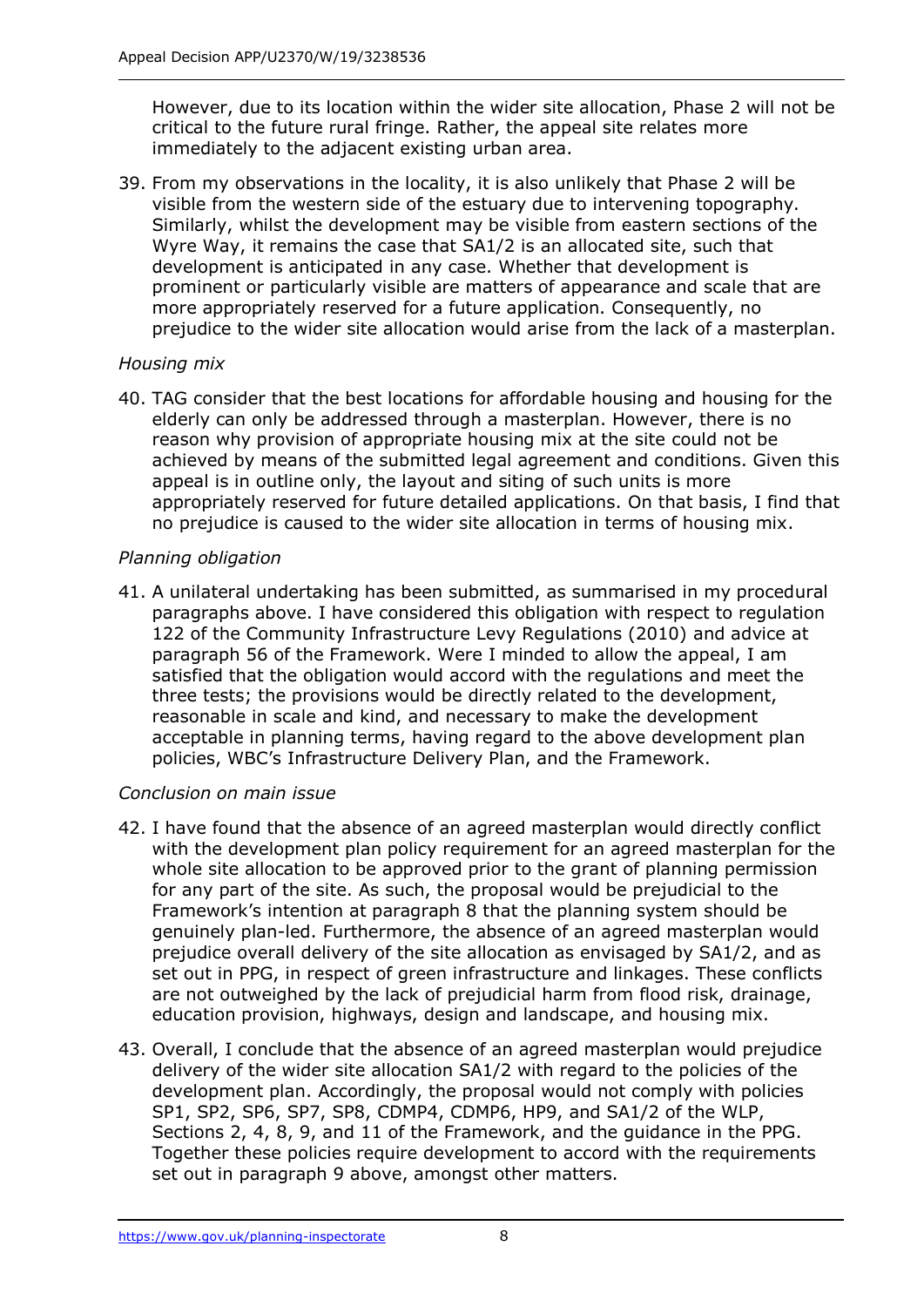However, due to its location within the wider site allocation, Phase 2 will not be critical to the future rural fringe. Rather, the appeal site relates more immediately to the adjacent existing urban area.

39. From my observations in the locality, it is also unlikely that Phase 2 will be visible from the western side of the estuary due to intervening topography. Similarly, whilst the development may be visible from eastern sections of the Wyre Way, it remains the case that SA1/2 is an allocated site, such that development is anticipated in any case. Whether that development is prominent or particularly visible are matters of appearance and scale that are more appropriately reserved for a future application. Consequently, no prejudice to the wider site allocation would arise from the lack of a masterplan.

*Housing mix*

40. TAG consider that the best locations for affordable housing and housing for the elderly can only be addressed through a masterplan. However, there is no reason why provision of appropriate housing mix at the site could not be achieved by means of the submitted legal agreement and conditions. Given this appeal is in outline only, the layout and siting of such units is more appropriately reserved for future detailed applications. On that basis, I find that no prejudice is caused to the wider site allocation in terms of housing mix.

*Planning obligation*

41. A unilateral undertaking has been submitted, as summarised in my procedural paragraphs above. I have considered this obligation with respect to regulation 122 of the Community Infrastructure Levy Regulations (2010) and advice at paragraph 56 of the Framework. Were I minded to allow the appeal, I am satisfied that the obligation would accord with the regulations and meet the three tests; the provisions would be directly related to the development, reasonable in scale and kind, and necessary to make the development acceptable in planning terms, having regard to the above development plan policies, WBC's Infrastructure Delivery Plan, and the Framework.

*Conclusion on main issue*

42. I have found that the absence of an agreed masterplan would directly conflict with the development plan policy requirement for an agreed masterplan for the whole site allocation to be approved prior to the grant of planning permission for any part of the site. As such, the proposal would be prejudicial to the Framework's intention at paragraph 8 that the planning system should be genuinely plan-led. Furthermore, the absence of an agreed masterplan would prejudice overall delivery of the site allocation as envisaged by SA1/2, and as set out in PPG, in respect of green infrastructure and linkages. These conflicts are not outweighed by the lack of prejudicial harm from flood risk, drainage, education provision, highways, design and landscape, and housing mix.

43. Overall, I conclude that the absence of an agreed masterplan would prejudice delivery of the wider site allocation SA1/2 with regard to the policies of the development plan. Accordingly, the proposal would not comply with policies SP1, SP2, SP6, SP7, SP8, CDMP4, CDMP6, HP9, and SA1/2 of the WLP, Sections 2, 4, 8, 9, and 11 of the Framework, and the guidance in the PPG. Together these policies require development to accord with the requirements set out in paragraph 9 above, amongst other matters.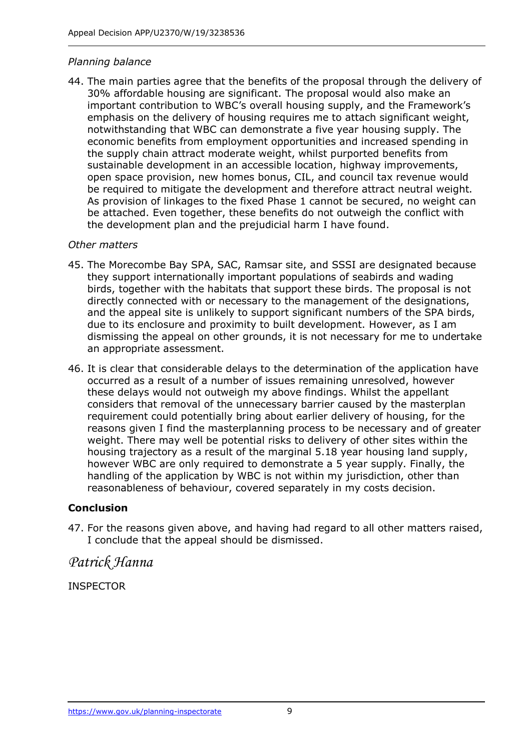*Planning balance*

44. The main parties agree that the benefits of the proposal through the delivery of 30% affordable housing are significant. The proposal would also make an important contribution to WBC's overall housing supply, and the Framework's emphasis on the delivery of housing requires me to attach significant weight, notwithstanding that WBC can demonstrate a five year housing supply. The economic benefits from employment opportunities and increased spending in the supply chain attract moderate weight, whilst purported benefits from sustainable development in an accessible location, highway improvements, open space provision, new homes bonus, CIL, and council tax revenue would be required to mitigate the development and therefore attract neutral weight. As provision of linkages to the fixed Phase 1 cannot be secured, no weight can be attached. Even together, these benefits do not outweigh the conflict with the development plan and the prejudicial harm I have found.

*Other matters*

45. The Morecambe Bay SPA, SAC, Ramsar site, and SSSI are designated because they support internationally important populations of seabirds and wading birds, together with the habitats that support these birds. The proposal is not directly connected with or necessary to the management of the designations, and the appeal site is unlikely to support significant numbers of the SPA birds, due to its enclosure and proximity to built development. However, as I am dismissing the appeal on other grounds, it is not necessary for me to undertake an appropriate assessment.

46. It is clear that considerable delays to the determination of the application have occurred as a result of a number of issues remaining unresolved, however these delays would not outweigh my above findings. Whilst the appellant considers that removal of the unnecessary barrier caused by the masterplan requirement could potentially bring about earlier delivery of housing, for the reasons given I find the masterplanning process to be necessary and of greater weight. There may well be potential risks to delivery of other sites within the housing trajectory as a result of the marginal 5.18 year housing land supply, however WBC are only required to demonstrate a 5 year supply. Finally, the handling of the application by WBC is not within my jurisdiction, other than reasonableness of behaviour, covered separately in my costs decision.

## Conclusion

47. For the reasons given above, and having had regard to all other matters raised, I conclude that the appeal should be dismissed.

*Patrick Hanna*

INSPECTOR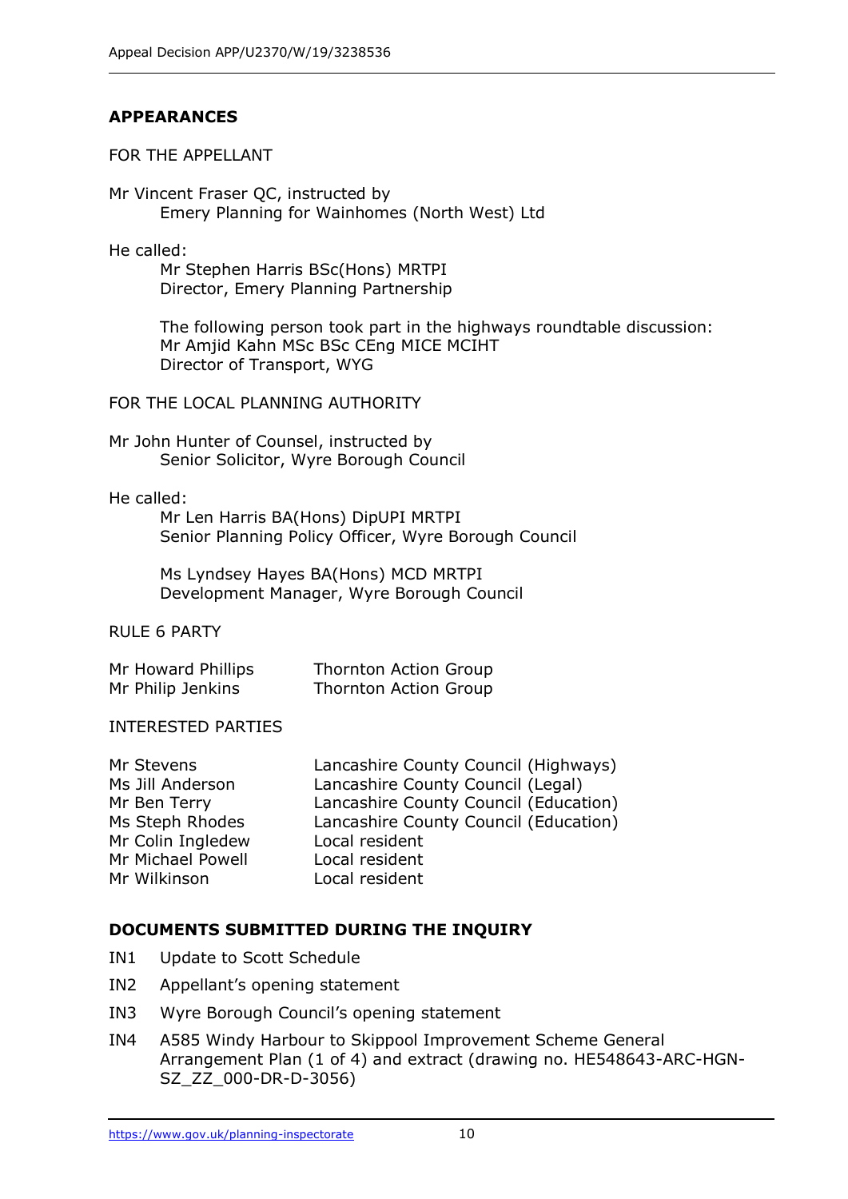## APPEARANCES

FOR THE APPELLANT

Mr Vincent Fraser QC, instructed by
Emery Planning for Wainhomes (North West) Ltd

He called:

Mr Stephen Harris BSc(Hons) MRTPI
Director, Emery Planning Partnership

The following person took part in the highways roundtable discussion:
Mr Amjid Kahn MSc BSc CEng MICE MCIHT
Director of Transport, WYG

FOR THE LOCAL PLANNING AUTHORITY

Mr John Hunter of Counsel, instructed by
Senior Solicitor, Wyre Borough Council

He called:

Mr Len Harris BA(Hons) DipUPI MRTPI
Senior Planning Policy Officer, Wyre Borough Council

Ms Lyndsey Hayes BA(Hons) MCD MRTPI
Development Manager, Wyre Borough Council

RULE 6 PARTY

| | |
|---|---|
| Mr Howard Phillips | Thornton Action Group |
| Mr Philip Jenkins | Thornton Action Group |

INTERESTED PARTIES

| | |
|---|---|
| Mr Stevens | Lancashire County Council (Highways) |
| Ms Jill Anderson | Lancashire County Council (Legal) |
| Mr Ben Terry | Lancashire County Council (Education) |
| Ms Steph Rhodes | Lancashire County Council (Education) |
| Mr Colin Ingledew | Local resident |
| Mr Michael Powell | Local resident |
| Mr Wilkinson | Local resident |

## DOCUMENTS SUBMITTED DURING THE INQUIRY

- IN1 Update to Scott Schedule
- IN2 Appellant's opening statement
- IN3 Wyre Borough Council's opening statement
- IN4 A585 Windy Harbour to Skippool Improvement Scheme General Arrangement Plan (1 of 4) and extract (drawing no. HE548643-ARC-HGN-SZ_ZZ_000-DR-D-3056)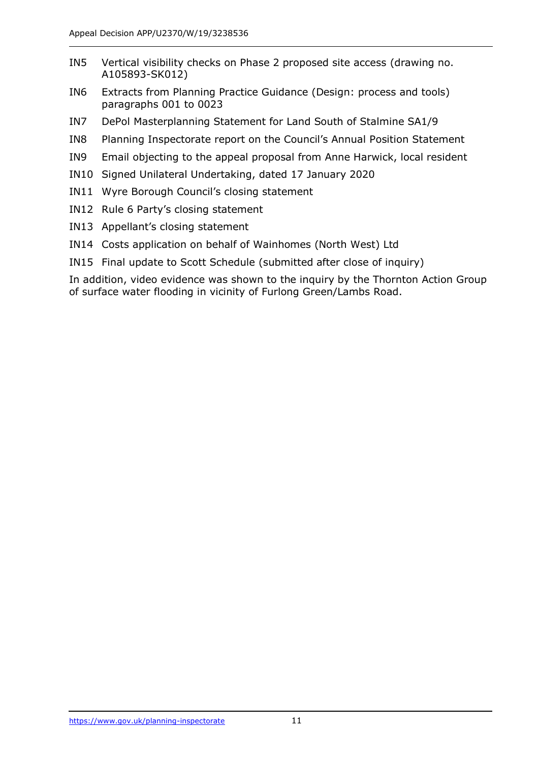IN5 Vertical visibility checks on Phase 2 proposed site access (drawing no. A105893-SK012)

IN6 Extracts from Planning Practice Guidance (Design: process and tools) paragraphs 001 to 0023

IN7 DePol Masterplanning Statement for Land South of Stalmine SA1/9

IN8 Planning Inspectorate report on the Council's Annual Position Statement

IN9 Email objecting to the appeal proposal from Anne Harwick, local resident

IN10 Signed Unilateral Undertaking, dated 17 January 2020

IN11 Wyre Borough Council's closing statement

IN12 Rule 6 Party's closing statement

IN13 Appellant's closing statement

IN14 Costs application on behalf of Wainhomes (North West) Ltd

IN15 Final update to Scott Schedule (submitted after close of inquiry)

In addition, video evidence was shown to the inquiry by the Thornton Action Group of surface water flooding in vicinity of Furlong Green/Lambs Road.